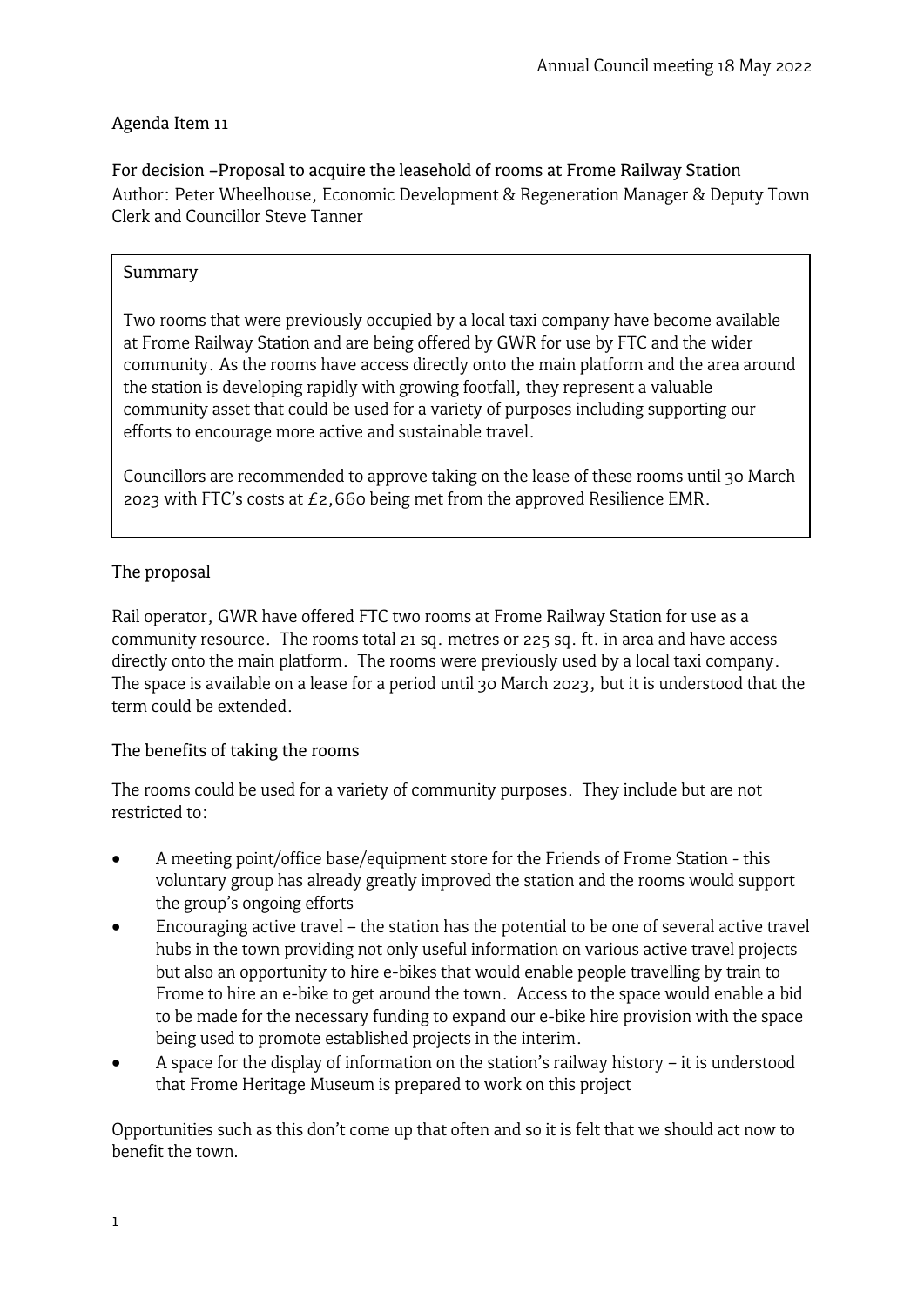Annual Council meeting 18 May 2022

Agenda Item 11

## For decision –Proposal to acquire the leasehold of rooms at Frome Railway Station

Author: Peter Wheelhouse, Economic Development & Regeneration Manager & Deputy Town Clerk and Councillor Steve Tanner

### Summary

Two rooms that were previously occupied by a local taxi company have become available at Frome Railway Station and are being offered by GWR for use by FTC and the wider community. As the rooms have access directly onto the main platform and the area around the station is developing rapidly with growing footfall, they represent a valuable community asset that could be used for a variety of purposes including supporting our efforts to encourage more active and sustainable travel.

Councillors are recommended to approve taking on the lease of these rooms until 30 March 2023 with FTC's costs at £2,660 being met from the approved Resilience EMR.

### The proposal

Rail operator, GWR have offered FTC two rooms at Frome Railway Station for use as a community resource. The rooms total 21 sq. metres or 225 sq. ft. in area and have access directly onto the main platform. The rooms were previously used by a local taxi company. The space is available on a lease for a period until 30 March 2023, but it is understood that the term could be extended.

### The benefits of taking the rooms

The rooms could be used for a variety of community purposes. They include but are not restricted to:

- A meeting point/office base/equipment store for the Friends of Frome Station - this voluntary group has already greatly improved the station and the rooms would support the group's ongoing efforts
- Encouraging active travel – the station has the potential to be one of several active travel hubs in the town providing not only useful information on various active travel projects but also an opportunity to hire e-bikes that would enable people travelling by train to Frome to hire an e-bike to get around the town. Access to the space would enable a bid to be made for the necessary funding to expand our e-bike hire provision with the space being used to promote established projects in the interim.
- A space for the display of information on the station's railway history – it is understood that Frome Heritage Museum is prepared to work on this project

Opportunities such as this don't come up that often and so it is felt that we should act now to benefit the town.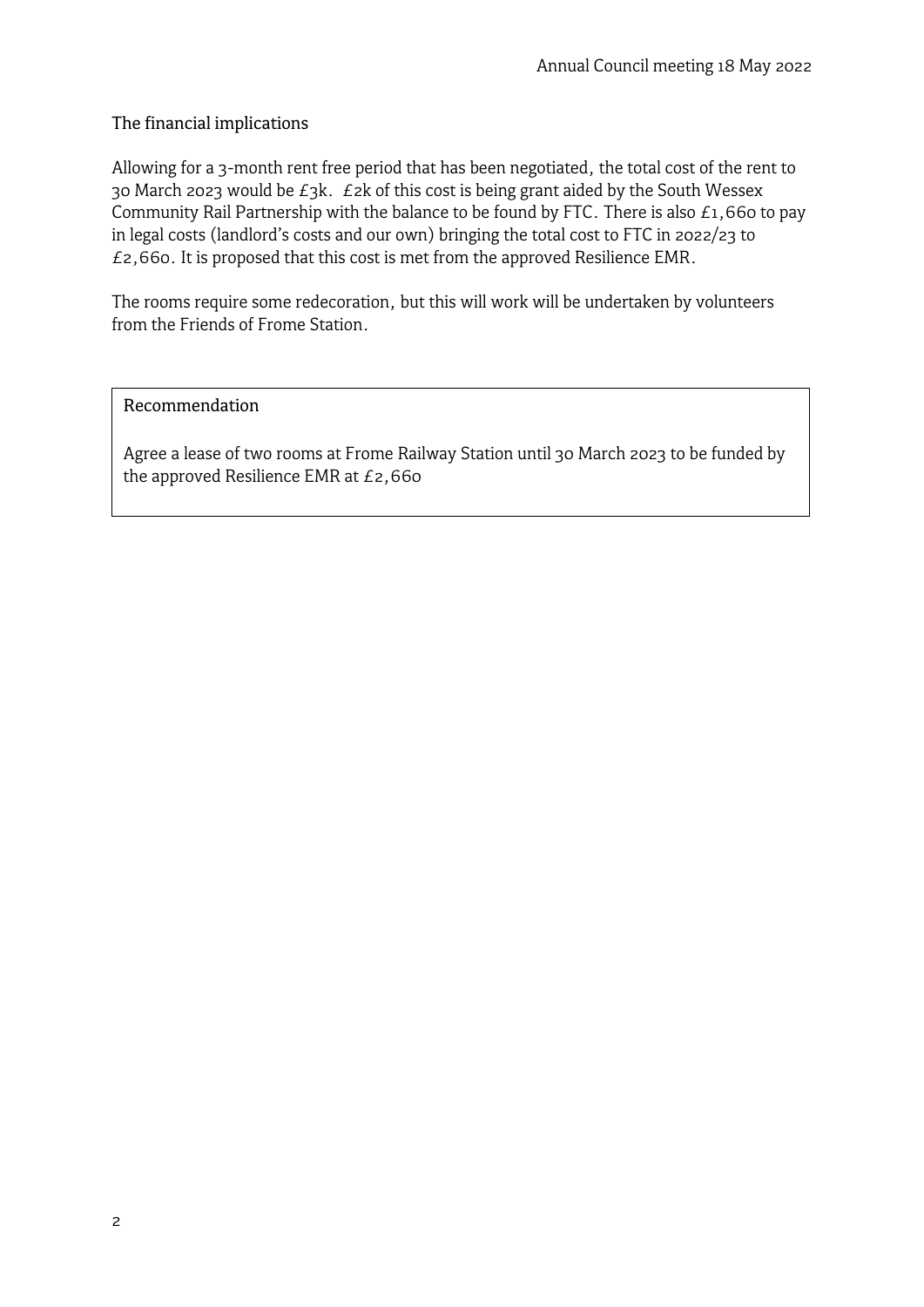## The financial implications

Allowing for a 3-month rent free period that has been negotiated, the total cost of the rent to 30 March 2023 would be £3k. £2k of this cost is being grant aided by the South Wessex Community Rail Partnership with the balance to be found by FTC. There is also £1,660 to pay in legal costs (landlord's costs and our own) bringing the total cost to FTC in 2022/23 to £2,660. It is proposed that this cost is met from the approved Resilience EMR.

The rooms require some redecoration, but this will work will be undertaken by volunteers from the Friends of Frome Station.

### Recommendation

Agree a lease of two rooms at Frome Railway Station until 30 March 2023 to be funded by the approved Resilience EMR at £2,660